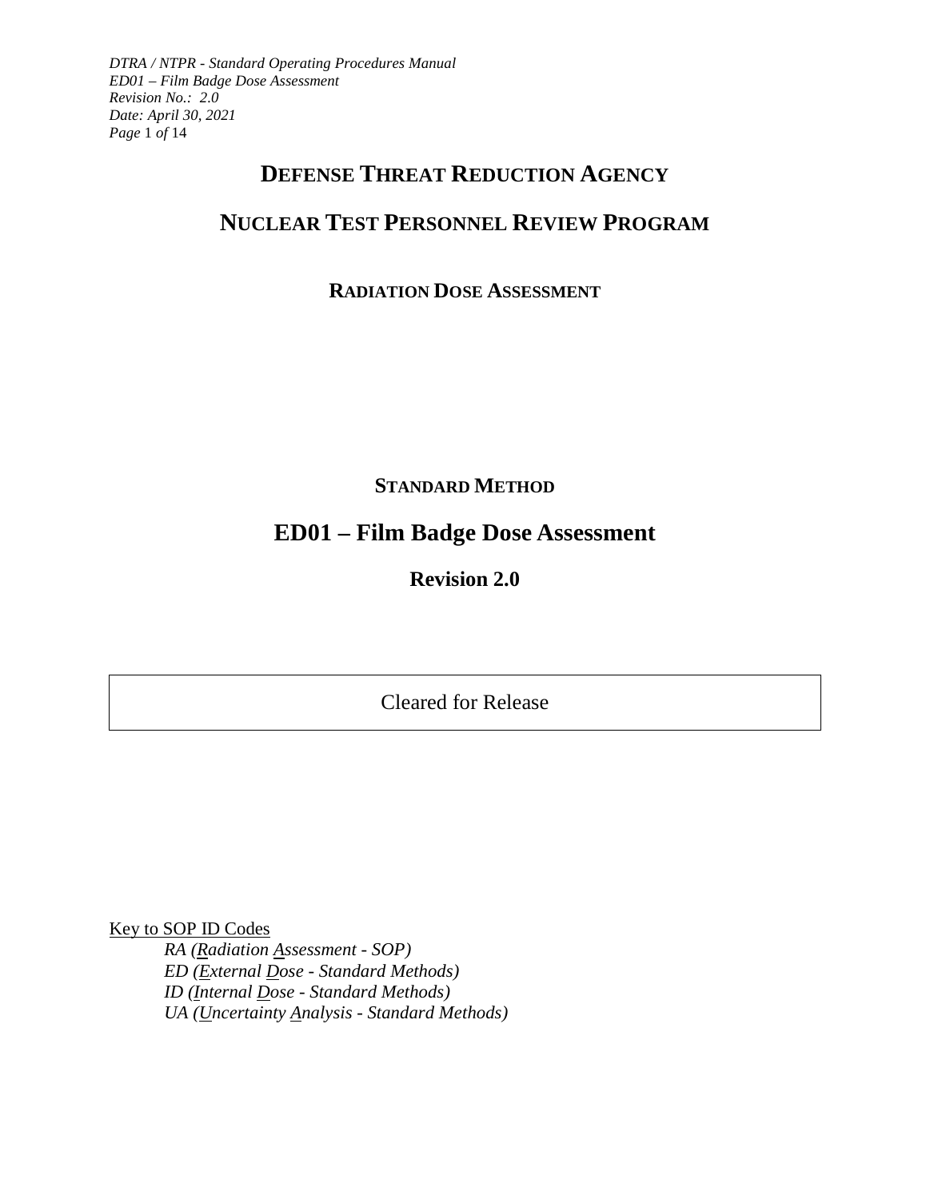# DEFENSE THREAT REDUCTION AGENCY

# NUCLEAR TEST PERSONNEL REVIEW PROGRAM

## RADIATION DOSE ASSESSMENT

### STANDARD METHOD

# ED01 – Film Badge Dose Assessment

## Revision 2.0

Cleared for Release

Key to SOP ID Codes

*RA (Radiation Assessment - SOP)*
*ED (External Dose - Standard Methods)*
*ID (Internal Dose - Standard Methods)*
*UA (Uncertainty Analysis - Standard Methods)*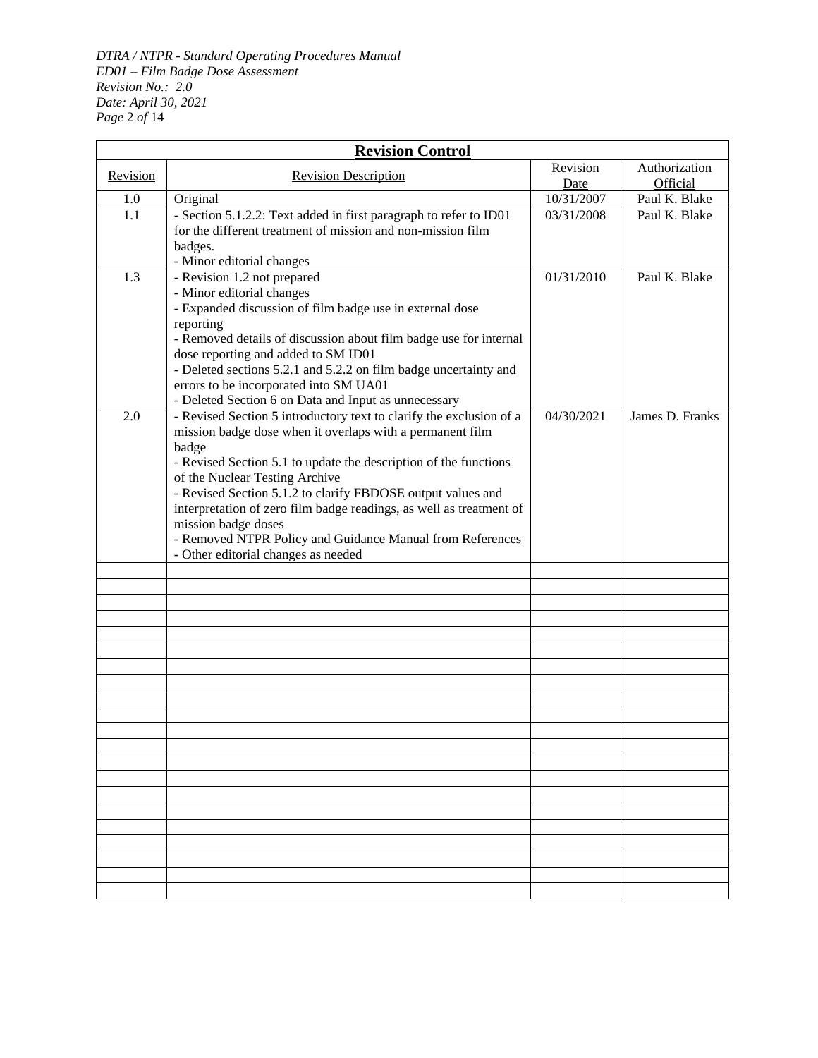| Revision Control | | | |
|---|---|---|---|
| Revision | Revision Description | Revision Date | Authorization Official |
| 1.0 | Original | 10/31/2007 | Paul K. Blake |
| 1.1 | - Section 5.1.2.2: Text added in first paragraph to refer to ID01 for the different treatment of mission and non-mission film badges.<br>- Minor editorial changes | 03/31/2008 | Paul K. Blake |
| 1.3 | - Revision 1.2 not prepared<br>- Minor editorial changes<br>- Expanded discussion of film badge use in external dose reporting<br>- Removed details of discussion about film badge use for internal dose reporting and added to SM ID01<br>- Deleted sections 5.2.1 and 5.2.2 on film badge uncertainty and errors to be incorporated into SM UA01<br>- Deleted Section 6 on Data and Input as unnecessary | 01/31/2010 | Paul K. Blake |
| 2.0 | - Revised Section 5 introductory text to clarify the exclusion of a mission badge dose when it overlaps with a permanent film badge<br>- Revised Section 5.1 to update the description of the functions of the Nuclear Testing Archive<br>- Revised Section 5.1.2 to clarify FBDOSE output values and interpretation of zero film badge readings, as well as treatment of mission badge doses<br>- Removed NTPR Policy and Guidance Manual from References<br>- Other editorial changes as needed | 04/30/2021 | James D. Franks |
| | | | |
| | | | |
| | | | |
| | | | |
| | | | |
| | | | |
| | | | |
| | | | |
| | | | |
| | | | |
| | | | |
| | | | |
| | | | |
| | | | |
| | | | |
| | | | |
| | | | |
| | | | |
| | | | |
| | | | |
| | | | |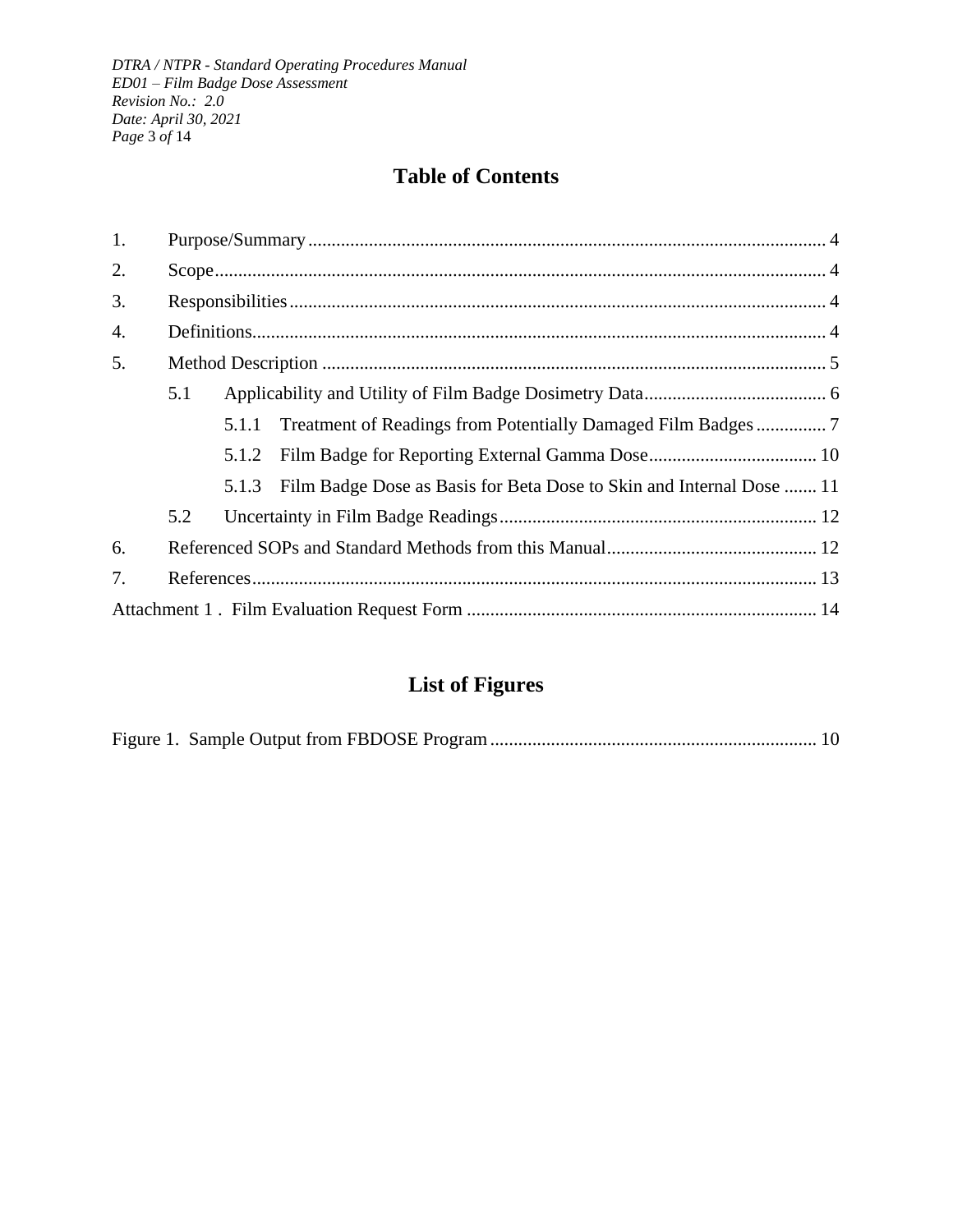# Table of Contents

1. Purpose/Summary ..... 4
2. Scope ..... 4
3. Responsibilities ..... 4
4. Definitions ..... 4
5. Method Description ..... 5
   - 5.1 Applicability and Utility of Film Badge Dosimetry Data ..... 6
     - 5.1.1 Treatment of Readings from Potentially Damaged Film Badges ..... 7
     - 5.1.2 Film Badge for Reporting External Gamma Dose ..... 10
     - 5.1.3 Film Badge Dose as Basis for Beta Dose to Skin and Internal Dose ..... 11
   - 5.2 Uncertainty in Film Badge Readings ..... 12
6. Referenced SOPs and Standard Methods from this Manual ..... 12
7. References ..... 13

Attachment 1 . Film Evaluation Request Form ..... 14

# List of Figures

Figure 1. Sample Output from FBDOSE Program ..... 10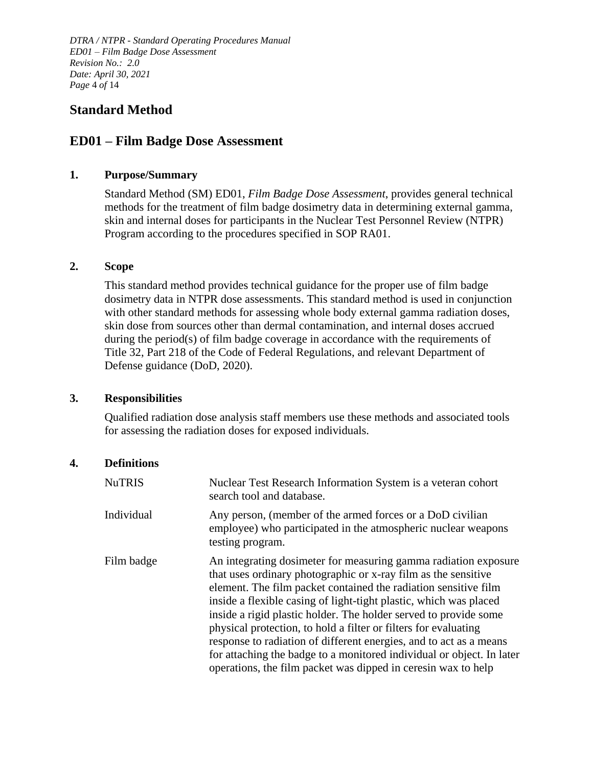# Standard Method

# ED01 – Film Badge Dose Assessment

## 1. Purpose/Summary

Standard Method (SM) ED01, *Film Badge Dose Assessment*, provides general technical methods for the treatment of film badge dosimetry data in determining external gamma, skin and internal doses for participants in the Nuclear Test Personnel Review (NTPR) Program according to the procedures specified in SOP RA01.

## 2. Scope

This standard method provides technical guidance for the proper use of film badge dosimetry data in NTPR dose assessments. This standard method is used in conjunction with other standard methods for assessing whole body external gamma radiation doses, skin dose from sources other than dermal contamination, and internal doses accrued during the period(s) of film badge coverage in accordance with the requirements of Title 32, Part 218 of the Code of Federal Regulations, and relevant Department of Defense guidance (DoD, 2020).

## 3. Responsibilities

Qualified radiation dose analysis staff members use these methods and associated tools for assessing the radiation doses for exposed individuals.

## 4. Definitions

| | |
|---|---|
| NuTRIS | Nuclear Test Research Information System is a veteran cohort search tool and database. |
| Individual | Any person, (member of the armed forces or a DoD civilian employee) who participated in the atmospheric nuclear weapons testing program. |
| Film badge | An integrating dosimeter for measuring gamma radiation exposure that uses ordinary photographic or x-ray film as the sensitive element. The film packet contained the radiation sensitive film inside a flexible casing of light-tight plastic, which was placed inside a rigid plastic holder. The holder served to provide some physical protection, to hold a filter or filters for evaluating response to radiation of different energies, and to act as a means for attaching the badge to a monitored individual or object. In later operations, the film packet was dipped in ceresin wax to help |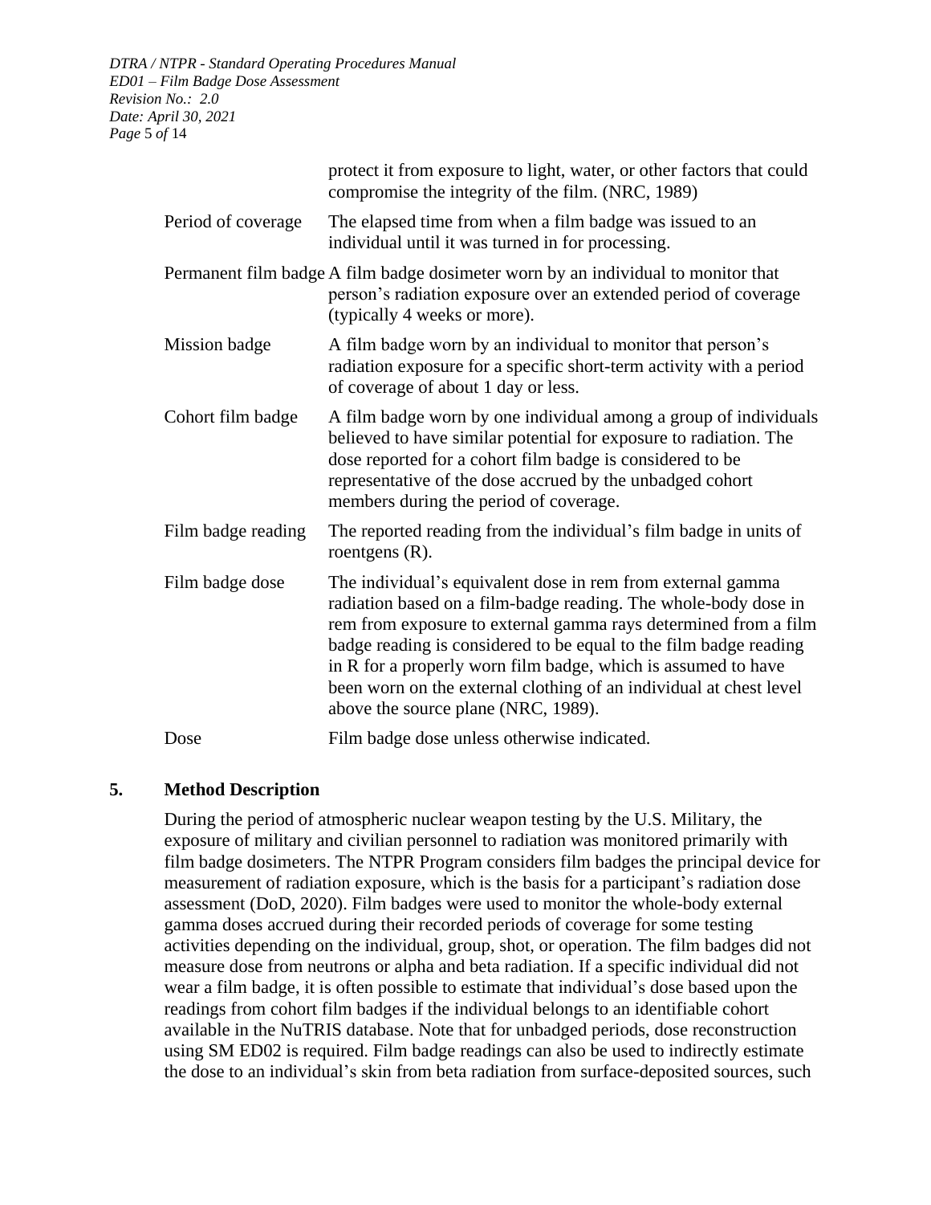protect it from exposure to light, water, or other factors that could compromise the integrity of the film. (NRC, 1989)

| | |
|---|---|
| Period of coverage | The elapsed time from when a film badge was issued to an individual until it was turned in for processing. |
| Permanent film badge | A film badge dosimeter worn by an individual to monitor that person's radiation exposure over an extended period of coverage (typically 4 weeks or more). |
| Mission badge | A film badge worn by an individual to monitor that person's radiation exposure for a specific short-term activity with a period of coverage of about 1 day or less. |
| Cohort film badge | A film badge worn by one individual among a group of individuals believed to have similar potential for exposure to radiation. The dose reported for a cohort film badge is considered to be representative of the dose accrued by the unbadged cohort members during the period of coverage. |
| Film badge reading | The reported reading from the individual's film badge in units of roentgens (R). |
| Film badge dose | The individual's equivalent dose in rem from external gamma radiation based on a film-badge reading. The whole-body dose in rem from exposure to external gamma rays determined from a film badge reading is considered to be equal to the film badge reading in R for a properly worn film badge, which is assumed to have been worn on the external clothing of an individual at chest level above the source plane (NRC, 1989). |
| Dose | Film badge dose unless otherwise indicated. |

## 5. Method Description

During the period of atmospheric nuclear weapon testing by the U.S. Military, the exposure of military and civilian personnel to radiation was monitored primarily with film badge dosimeters. The NTPR Program considers film badges the principal device for measurement of radiation exposure, which is the basis for a participant's radiation dose assessment (DoD, 2020). Film badges were used to monitor the whole-body external gamma doses accrued during their recorded periods of coverage for some testing activities depending on the individual, group, shot, or operation. The film badges did not measure dose from neutrons or alpha and beta radiation. If a specific individual did not wear a film badge, it is often possible to estimate that individual's dose based upon the readings from cohort film badges if the individual belongs to an identifiable cohort available in the NuTRIS database. Note that for unbadged periods, dose reconstruction using SM ED02 is required. Film badge readings can also be used to indirectly estimate the dose to an individual's skin from beta radiation from surface-deposited sources, such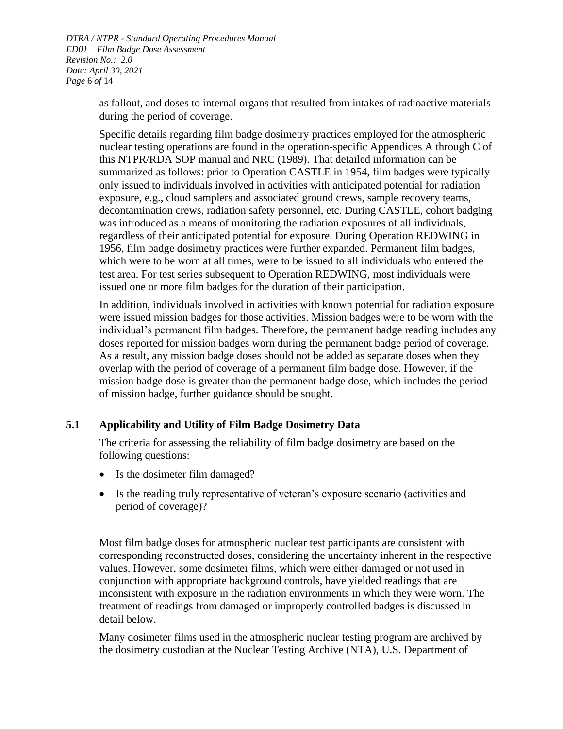as fallout, and doses to internal organs that resulted from intakes of radioactive materials during the period of coverage.

Specific details regarding film badge dosimetry practices employed for the atmospheric nuclear testing operations are found in the operation-specific Appendices A through C of this NTPR/RDA SOP manual and NRC (1989). That detailed information can be summarized as follows: prior to Operation CASTLE in 1954, film badges were typically only issued to individuals involved in activities with anticipated potential for radiation exposure, e.g., cloud samplers and associated ground crews, sample recovery teams, decontamination crews, radiation safety personnel, etc. During CASTLE, cohort badging was introduced as a means of monitoring the radiation exposures of all individuals, regardless of their anticipated potential for exposure. During Operation REDWING in 1956, film badge dosimetry practices were further expanded. Permanent film badges, which were to be worn at all times, were to be issued to all individuals who entered the test area. For test series subsequent to Operation REDWING, most individuals were issued one or more film badges for the duration of their participation.

In addition, individuals involved in activities with known potential for radiation exposure were issued mission badges for those activities. Mission badges were to be worn with the individual's permanent film badges. Therefore, the permanent badge reading includes any doses reported for mission badges worn during the permanent badge period of coverage. As a result, any mission badge doses should not be added as separate doses when they overlap with the period of coverage of a permanent film badge dose. However, if the mission badge dose is greater than the permanent badge dose, which includes the period of mission badge, further guidance should be sought.

## 5.1 Applicability and Utility of Film Badge Dosimetry Data

The criteria for assessing the reliability of film badge dosimetry are based on the following questions:

- Is the dosimeter film damaged?
- Is the reading truly representative of veteran's exposure scenario (activities and period of coverage)?

Most film badge doses for atmospheric nuclear test participants are consistent with corresponding reconstructed doses, considering the uncertainty inherent in the respective values. However, some dosimeter films, which were either damaged or not used in conjunction with appropriate background controls, have yielded readings that are inconsistent with exposure in the radiation environments in which they were worn. The treatment of readings from damaged or improperly controlled badges is discussed in detail below.

Many dosimeter films used in the atmospheric nuclear testing program are archived by the dosimetry custodian at the Nuclear Testing Archive (NTA), U.S. Department of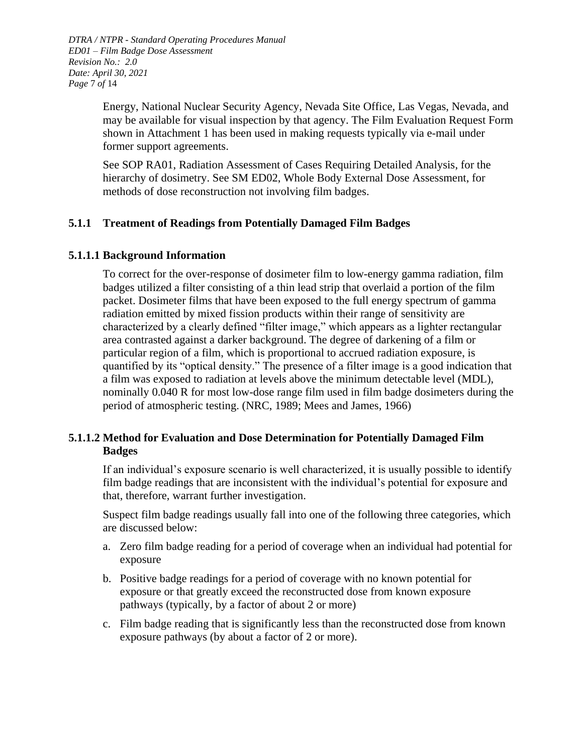Energy, National Nuclear Security Agency, Nevada Site Office, Las Vegas, Nevada, and may be available for visual inspection by that agency. The Film Evaluation Request Form shown in Attachment 1 has been used in making requests typically via e-mail under former support agreements.

See SOP RA01, Radiation Assessment of Cases Requiring Detailed Analysis, for the hierarchy of dosimetry. See SM ED02, Whole Body External Dose Assessment, for methods of dose reconstruction not involving film badges.

### 5.1.1 Treatment of Readings from Potentially Damaged Film Badges

#### 5.1.1.1 Background Information

To correct for the over-response of dosimeter film to low-energy gamma radiation, film badges utilized a filter consisting of a thin lead strip that overlaid a portion of the film packet. Dosimeter films that have been exposed to the full energy spectrum of gamma radiation emitted by mixed fission products within their range of sensitivity are characterized by a clearly defined "filter image," which appears as a lighter rectangular area contrasted against a darker background. The degree of darkening of a film or particular region of a film, which is proportional to accrued radiation exposure, is quantified by its "optical density." The presence of a filter image is a good indication that a film was exposed to radiation at levels above the minimum detectable level (MDL), nominally 0.040 R for most low-dose range film used in film badge dosimeters during the period of atmospheric testing. (NRC, 1989; Mees and James, 1966)

#### 5.1.1.2 Method for Evaluation and Dose Determination for Potentially Damaged Film Badges

If an individual's exposure scenario is well characterized, it is usually possible to identify film badge readings that are inconsistent with the individual's potential for exposure and that, therefore, warrant further investigation.

Suspect film badge readings usually fall into one of the following three categories, which are discussed below:

a. Zero film badge reading for a period of coverage when an individual had potential for exposure

b. Positive badge readings for a period of coverage with no known potential for exposure or that greatly exceed the reconstructed dose from known exposure pathways (typically, by a factor of about 2 or more)

c. Film badge reading that is significantly less than the reconstructed dose from known exposure pathways (by about a factor of 2 or more).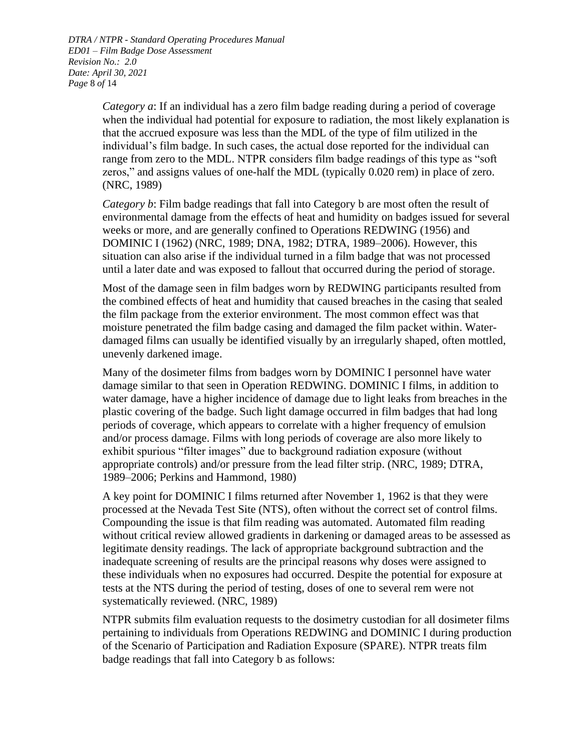*Category a*: If an individual has a zero film badge reading during a period of coverage when the individual had potential for exposure to radiation, the most likely explanation is that the accrued exposure was less than the MDL of the type of film utilized in the individual's film badge. In such cases, the actual dose reported for the individual can range from zero to the MDL. NTPR considers film badge readings of this type as "soft zeros," and assigns values of one-half the MDL (typically 0.020 rem) in place of zero. (NRC, 1989)

*Category b*: Film badge readings that fall into Category b are most often the result of environmental damage from the effects of heat and humidity on badges issued for several weeks or more, and are generally confined to Operations REDWING (1956) and DOMINIC I (1962) (NRC, 1989; DNA, 1982; DTRA, 1989–2006). However, this situation can also arise if the individual turned in a film badge that was not processed until a later date and was exposed to fallout that occurred during the period of storage.

Most of the damage seen in film badges worn by REDWING participants resulted from the combined effects of heat and humidity that caused breaches in the casing that sealed the film package from the exterior environment. The most common effect was that moisture penetrated the film badge casing and damaged the film packet within. Water-damaged films can usually be identified visually by an irregularly shaped, often mottled, unevenly darkened image.

Many of the dosimeter films from badges worn by DOMINIC I personnel have water damage similar to that seen in Operation REDWING. DOMINIC I films, in addition to water damage, have a higher incidence of damage due to light leaks from breaches in the plastic covering of the badge. Such light damage occurred in film badges that had long periods of coverage, which appears to correlate with a higher frequency of emulsion and/or process damage. Films with long periods of coverage are also more likely to exhibit spurious "filter images" due to background radiation exposure (without appropriate controls) and/or pressure from the lead filter strip. (NRC, 1989; DTRA, 1989–2006; Perkins and Hammond, 1980)

A key point for DOMINIC I films returned after November 1, 1962 is that they were processed at the Nevada Test Site (NTS), often without the correct set of control films. Compounding the issue is that film reading was automated. Automated film reading without critical review allowed gradients in darkening or damaged areas to be assessed as legitimate density readings. The lack of appropriate background subtraction and the inadequate screening of results are the principal reasons why doses were assigned to these individuals when no exposures had occurred. Despite the potential for exposure at tests at the NTS during the period of testing, doses of one to several rem were not systematically reviewed. (NRC, 1989)

NTPR submits film evaluation requests to the dosimetry custodian for all dosimeter films pertaining to individuals from Operations REDWING and DOMINIC I during production of the Scenario of Participation and Radiation Exposure (SPARE). NTPR treats film badge readings that fall into Category b as follows: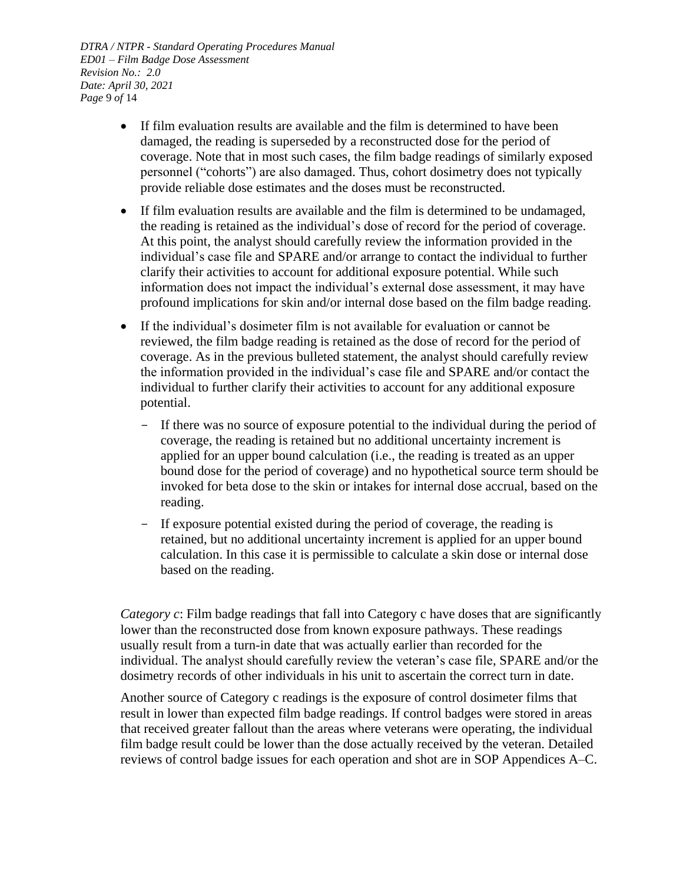- If film evaluation results are available and the film is determined to have been damaged, the reading is superseded by a reconstructed dose for the period of coverage. Note that in most such cases, the film badge readings of similarly exposed personnel ("cohorts") are also damaged. Thus, cohort dosimetry does not typically provide reliable dose estimates and the doses must be reconstructed.
- If film evaluation results are available and the film is determined to be undamaged, the reading is retained as the individual's dose of record for the period of coverage. At this point, the analyst should carefully review the information provided in the individual's case file and SPARE and/or arrange to contact the individual to further clarify their activities to account for additional exposure potential. While such information does not impact the individual's external dose assessment, it may have profound implications for skin and/or internal dose based on the film badge reading.
- If the individual's dosimeter film is not available for evaluation or cannot be reviewed, the film badge reading is retained as the dose of record for the period of coverage. As in the previous bulleted statement, the analyst should carefully review the information provided in the individual's case file and SPARE and/or contact the individual to further clarify their activities to account for any additional exposure potential.
  - If there was no source of exposure potential to the individual during the period of coverage, the reading is retained but no additional uncertainty increment is applied for an upper bound calculation (i.e., the reading is treated as an upper bound dose for the period of coverage) and no hypothetical source term should be invoked for beta dose to the skin or intakes for internal dose accrual, based on the reading.
  - If exposure potential existed during the period of coverage, the reading is retained, but no additional uncertainty increment is applied for an upper bound calculation. In this case it is permissible to calculate a skin dose or internal dose based on the reading.

*Category c*: Film badge readings that fall into Category c have doses that are significantly lower than the reconstructed dose from known exposure pathways. These readings usually result from a turn-in date that was actually earlier than recorded for the individual. The analyst should carefully review the veteran's case file, SPARE and/or the dosimetry records of other individuals in his unit to ascertain the correct turn in date.

Another source of Category c readings is the exposure of control dosimeter films that result in lower than expected film badge readings. If control badges were stored in areas that received greater fallout than the areas where veterans were operating, the individual film badge result could be lower than the dose actually received by the veteran. Detailed reviews of control badge issues for each operation and shot are in SOP Appendices A–C.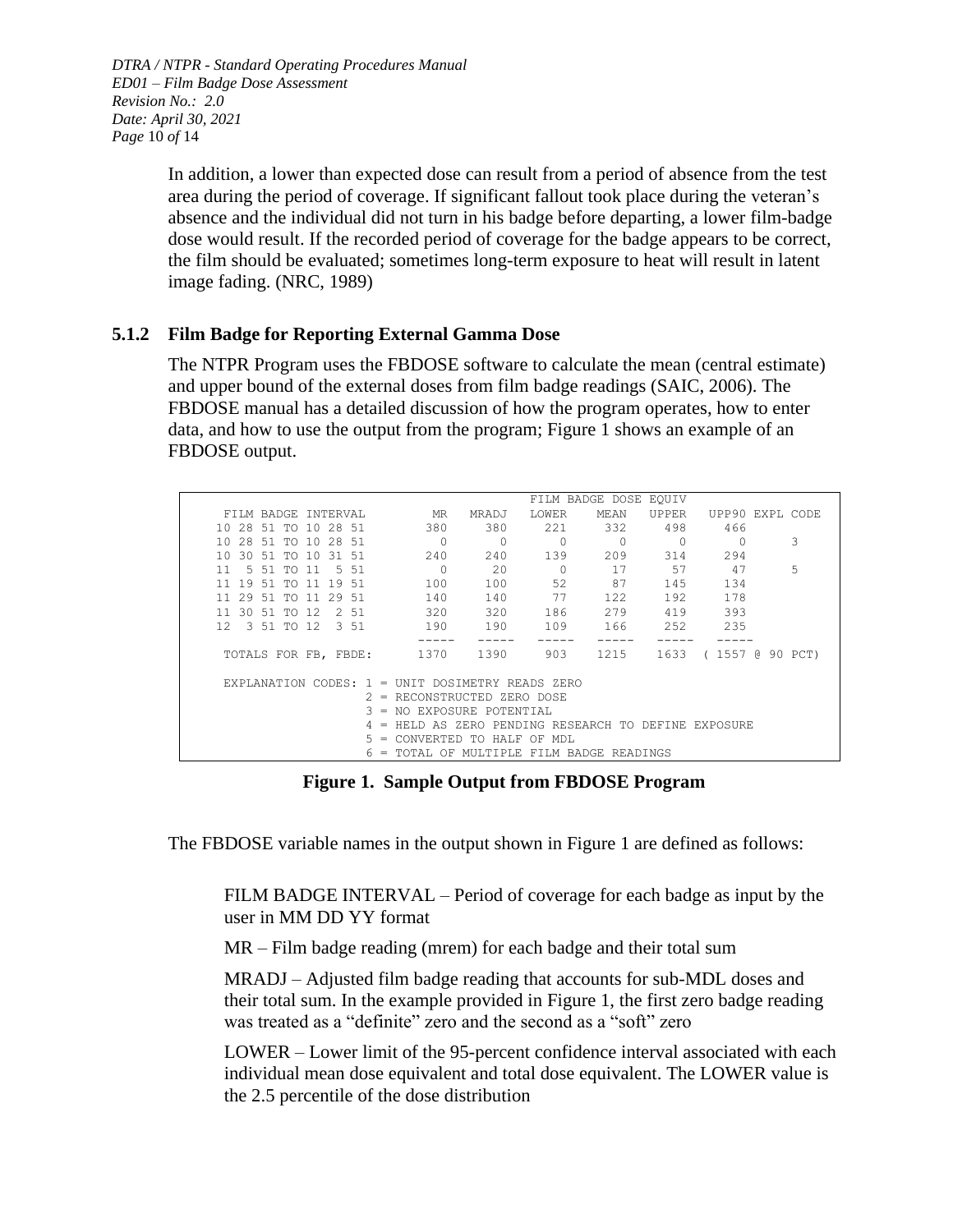In addition, a lower than expected dose can result from a period of absence from the test area during the period of coverage. If significant fallout took place during the veteran's absence and the individual did not turn in his badge before departing, a lower film-badge dose would result. If the recorded period of coverage for the badge appears to be correct, the film should be evaluated; sometimes long-term exposure to heat will result in latent image fading. (NRC, 1989)

### 5.1.2 Film Badge for Reporting External Gamma Dose

The NTPR Program uses the FBDOSE software to calculate the mean (central estimate) and upper bound of the external doses from film badge readings (SAIC, 2006). The FBDOSE manual has a detailed discussion of how the program operates, how to enter data, and how to use the output from the program; Figure 1 shows an example of an FBDOSE output.

```
                                              FILM BADGE DOSE EQUIV
 FILM BADGE INTERVAL        MR   MRADJ   LOWER    MEAN   UPPER   UPP90 EXPL CODE
10 28 51 TO 10 28 51       380     380     221     332     498     466
10 28 51 TO 10 28 51         0       0       0       0       0       0       3
10 30 51 TO 10 31 51       240     240     139     209     314     294
11  5 51 TO 11  5 51         0      20       0      17      57      47       5
11 19 51 TO 11 19 51       100     100      52      87     145     134
11 29 51 TO 11 29 51       140     140      77     122     192     178
11 30 51 TO 12  2 51       320     320     186     279     419     393
12  3 51 TO 12  3 51       190     190     109     166     252     235
                         -----   -----   -----   -----   -----   -----
 TOTALS FOR FB, FBDE:     1370    1390     903    1215    1633  ( 1557 @ 90 PCT)

 EXPLANATION CODES: 1 = UNIT DOSIMETRY READS ZERO
                    2 = RECONSTRUCTED ZERO DOSE
                    3 = NO EXPOSURE POTENTIAL
                    4 = HELD AS ZERO PENDING RESEARCH TO DEFINE EXPOSURE
                    5 = CONVERTED TO HALF OF MDL
                    6 = TOTAL OF MULTIPLE FILM BADGE READINGS
```

**Figure 1. Sample Output from FBDOSE Program**

The FBDOSE variable names in the output shown in Figure 1 are defined as follows:

FILM BADGE INTERVAL – Period of coverage for each badge as input by the user in MM DD YY format

MR – Film badge reading (mrem) for each badge and their total sum

MRADJ – Adjusted film badge reading that accounts for sub-MDL doses and their total sum. In the example provided in Figure 1, the first zero badge reading was treated as a "definite" zero and the second as a "soft" zero

LOWER – Lower limit of the 95-percent confidence interval associated with each individual mean dose equivalent and total dose equivalent. The LOWER value is the 2.5 percentile of the dose distribution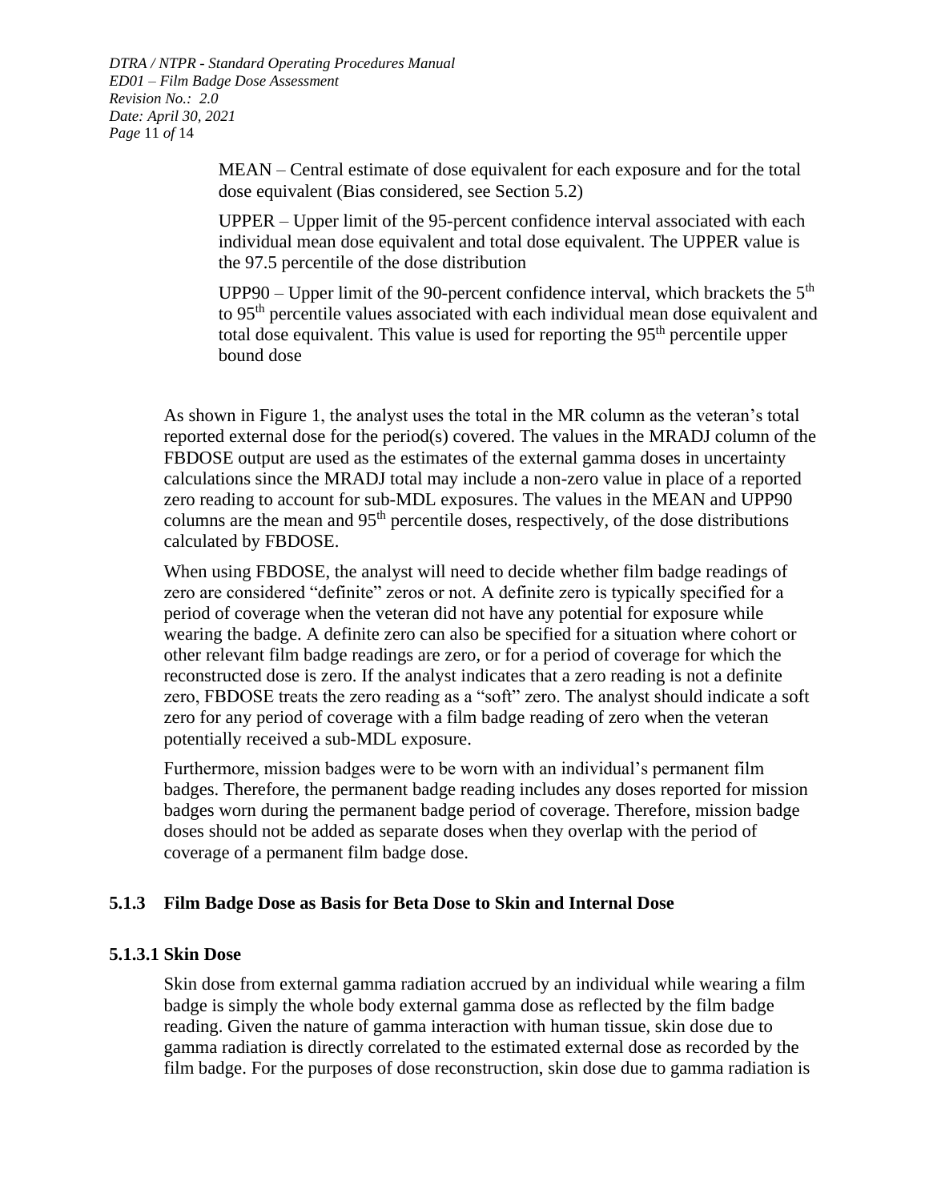MEAN – Central estimate of dose equivalent for each exposure and for the total dose equivalent (Bias considered, see Section 5.2)

UPPER – Upper limit of the 95-percent confidence interval associated with each individual mean dose equivalent and total dose equivalent. The UPPER value is the 97.5 percentile of the dose distribution

UPP90 – Upper limit of the 90-percent confidence interval, which brackets the 5th to 95th percentile values associated with each individual mean dose equivalent and total dose equivalent. This value is used for reporting the 95th percentile upper bound dose

As shown in Figure 1, the analyst uses the total in the MR column as the veteran's total reported external dose for the period(s) covered. The values in the MRADJ column of the FBDOSE output are used as the estimates of the external gamma doses in uncertainty calculations since the MRADJ total may include a non-zero value in place of a reported zero reading to account for sub-MDL exposures. The values in the MEAN and UPP90 columns are the mean and 95th percentile doses, respectively, of the dose distributions calculated by FBDOSE.

When using FBDOSE, the analyst will need to decide whether film badge readings of zero are considered "definite" zeros or not. A definite zero is typically specified for a period of coverage when the veteran did not have any potential for exposure while wearing the badge. A definite zero can also be specified for a situation where cohort or other relevant film badge readings are zero, or for a period of coverage for which the reconstructed dose is zero. If the analyst indicates that a zero reading is not a definite zero, FBDOSE treats the zero reading as a "soft" zero. The analyst should indicate a soft zero for any period of coverage with a film badge reading of zero when the veteran potentially received a sub-MDL exposure.

Furthermore, mission badges were to be worn with an individual's permanent film badges. Therefore, the permanent badge reading includes any doses reported for mission badges worn during the permanent badge period of coverage. Therefore, mission badge doses should not be added as separate doses when they overlap with the period of coverage of a permanent film badge dose.

### 5.1.3 Film Badge Dose as Basis for Beta Dose to Skin and Internal Dose

#### 5.1.3.1 Skin Dose

Skin dose from external gamma radiation accrued by an individual while wearing a film badge is simply the whole body external gamma dose as reflected by the film badge reading. Given the nature of gamma interaction with human tissue, skin dose due to gamma radiation is directly correlated to the estimated external dose as recorded by the film badge. For the purposes of dose reconstruction, skin dose due to gamma radiation is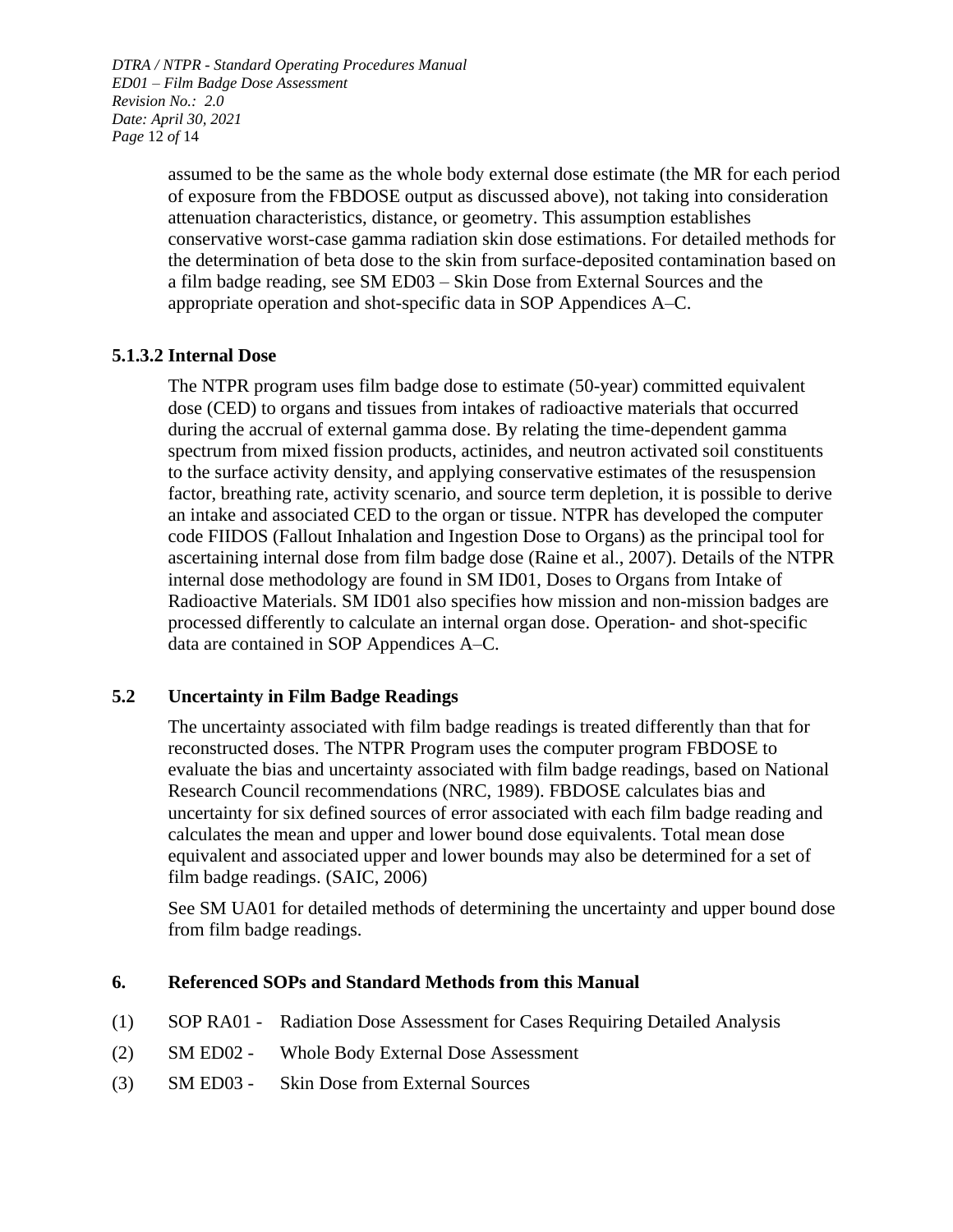assumed to be the same as the whole body external dose estimate (the MR for each period of exposure from the FBDOSE output as discussed above), not taking into consideration attenuation characteristics, distance, or geometry. This assumption establishes conservative worst-case gamma radiation skin dose estimations. For detailed methods for the determination of beta dose to the skin from surface-deposited contamination based on a film badge reading, see SM ED03 – Skin Dose from External Sources and the appropriate operation and shot-specific data in SOP Appendices A–C.

#### 5.1.3.2 Internal Dose

The NTPR program uses film badge dose to estimate (50-year) committed equivalent dose (CED) to organs and tissues from intakes of radioactive materials that occurred during the accrual of external gamma dose. By relating the time-dependent gamma spectrum from mixed fission products, actinides, and neutron activated soil constituents to the surface activity density, and applying conservative estimates of the resuspension factor, breathing rate, activity scenario, and source term depletion, it is possible to derive an intake and associated CED to the organ or tissue. NTPR has developed the computer code FIIDOS (Fallout Inhalation and Ingestion Dose to Organs) as the principal tool for ascertaining internal dose from film badge dose (Raine et al., 2007). Details of the NTPR internal dose methodology are found in SM ID01, Doses to Organs from Intake of Radioactive Materials. SM ID01 also specifies how mission and non-mission badges are processed differently to calculate an internal organ dose. Operation- and shot-specific data are contained in SOP Appendices A–C.

### 5.2 Uncertainty in Film Badge Readings

The uncertainty associated with film badge readings is treated differently than that for reconstructed doses. The NTPR Program uses the computer program FBDOSE to evaluate the bias and uncertainty associated with film badge readings, based on National Research Council recommendations (NRC, 1989). FBDOSE calculates bias and uncertainty for six defined sources of error associated with each film badge reading and calculates the mean and upper and lower bound dose equivalents. Total mean dose equivalent and associated upper and lower bounds may also be determined for a set of film badge readings. (SAIC, 2006)

See SM UA01 for detailed methods of determining the uncertainty and upper bound dose from film badge readings.

## 6. Referenced SOPs and Standard Methods from this Manual

(1) SOP RA01 - Radiation Dose Assessment for Cases Requiring Detailed Analysis

(2) SM ED02 - Whole Body External Dose Assessment

(3) SM ED03 - Skin Dose from External Sources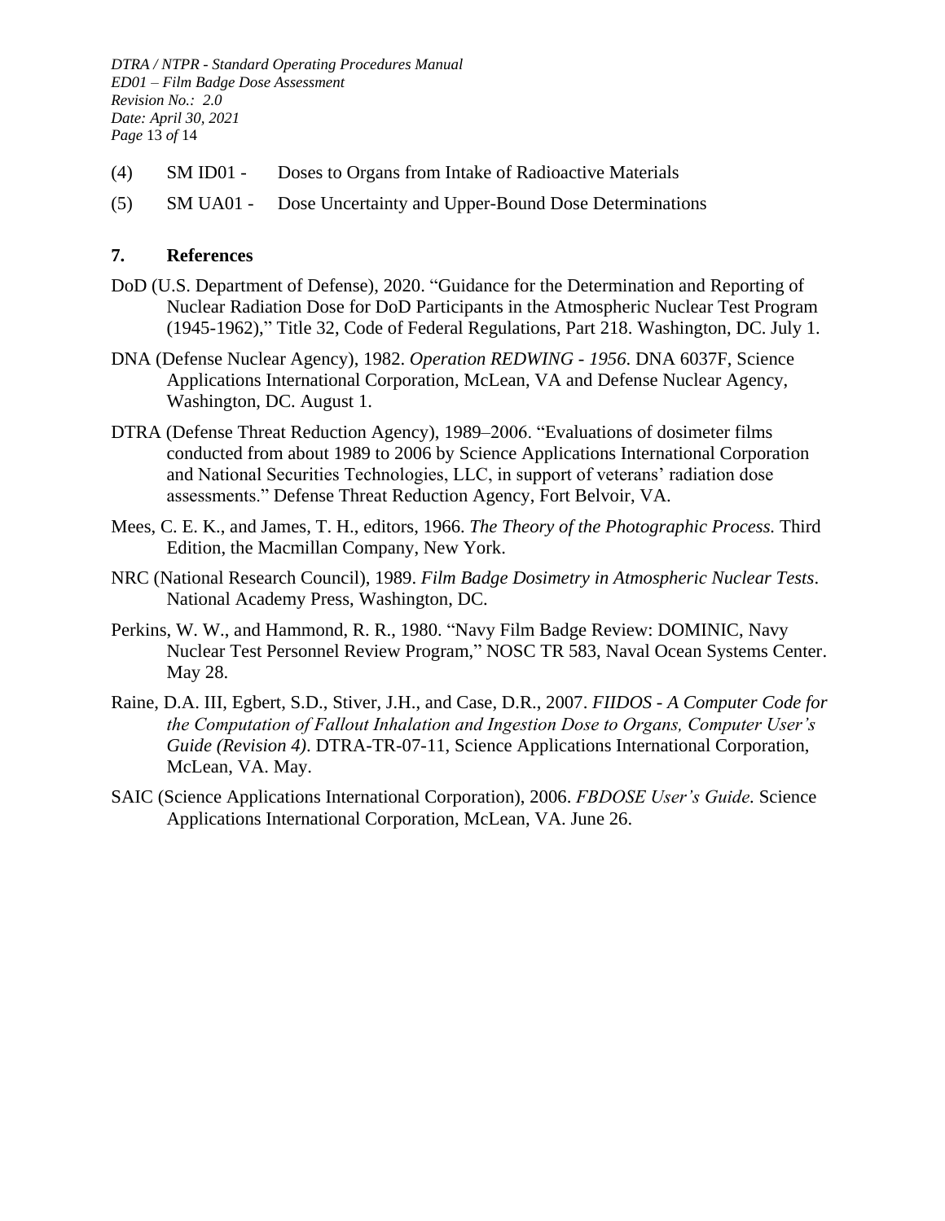(4) SM ID01 - Doses to Organs from Intake of Radioactive Materials

(5) SM UA01 - Dose Uncertainty and Upper-Bound Dose Determinations

## 7. References

DoD (U.S. Department of Defense), 2020. "Guidance for the Determination and Reporting of Nuclear Radiation Dose for DoD Participants in the Atmospheric Nuclear Test Program (1945-1962)," Title 32, Code of Federal Regulations, Part 218. Washington, DC. July 1.

DNA (Defense Nuclear Agency), 1982. *Operation REDWING - 1956*. DNA 6037F, Science Applications International Corporation, McLean, VA and Defense Nuclear Agency, Washington, DC. August 1.

DTRA (Defense Threat Reduction Agency), 1989–2006. "Evaluations of dosimeter films conducted from about 1989 to 2006 by Science Applications International Corporation and National Securities Technologies, LLC, in support of veterans' radiation dose assessments." Defense Threat Reduction Agency, Fort Belvoir, VA.

Mees, C. E. K., and James, T. H., editors, 1966. *The Theory of the Photographic Process.* Third Edition, the Macmillan Company, New York.

NRC (National Research Council), 1989. *Film Badge Dosimetry in Atmospheric Nuclear Tests*. National Academy Press, Washington, DC.

Perkins, W. W., and Hammond, R. R., 1980. "Navy Film Badge Review: DOMINIC, Navy Nuclear Test Personnel Review Program," NOSC TR 583, Naval Ocean Systems Center. May 28.

Raine, D.A. III, Egbert, S.D., Stiver, J.H., and Case, D.R., 2007. *FIIDOS - A Computer Code for the Computation of Fallout Inhalation and Ingestion Dose to Organs, Computer User's Guide (Revision 4)*. DTRA-TR-07-11, Science Applications International Corporation, McLean, VA. May.

SAIC (Science Applications International Corporation), 2006. *FBDOSE User's Guide*. Science Applications International Corporation, McLean, VA. June 26.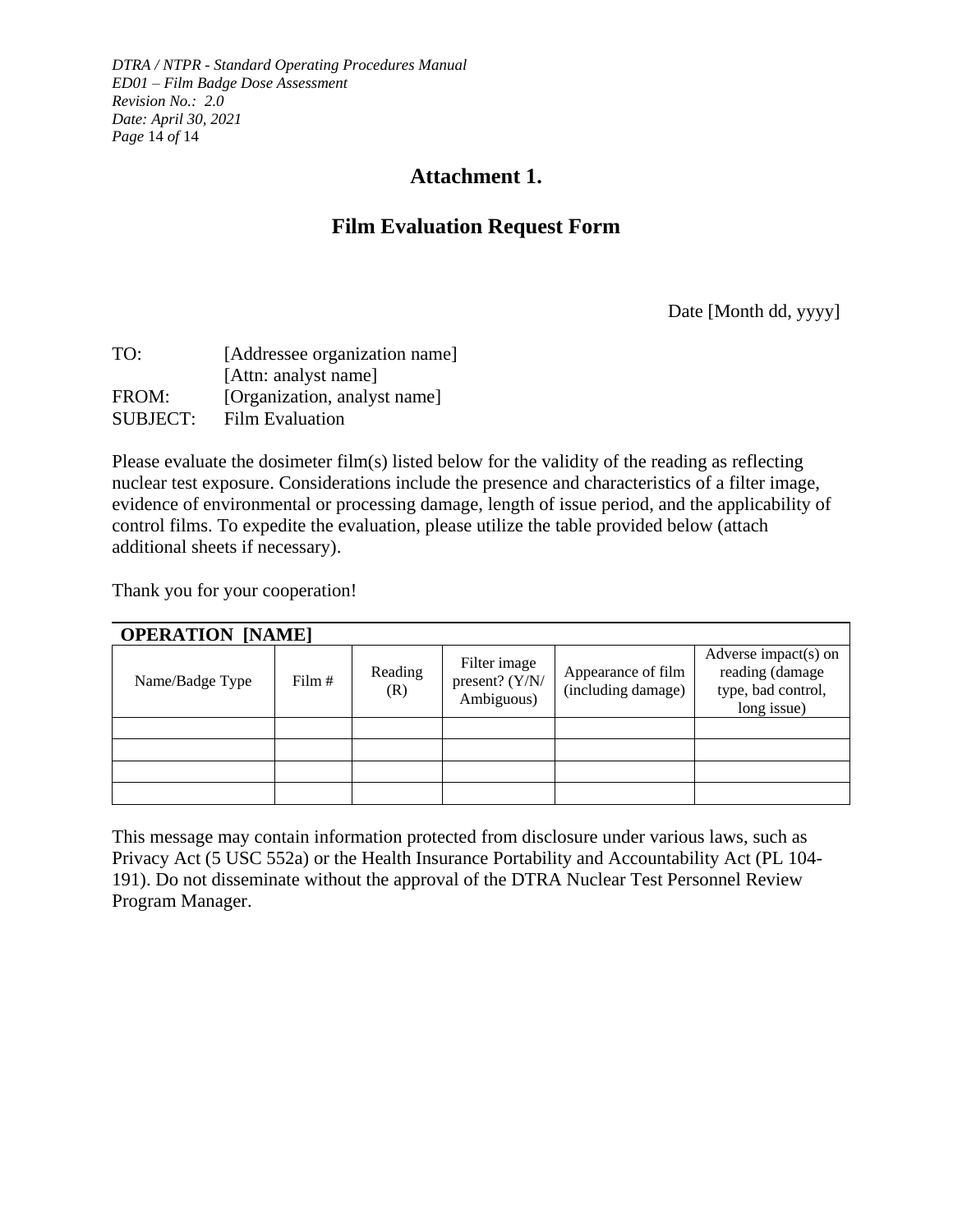# Attachment 1.

## Film Evaluation Request Form

Date [Month dd, yyyy]

TO: [Addressee organization name]
[Attn: analyst name]
FROM: [Organization, analyst name]
SUBJECT: Film Evaluation

Please evaluate the dosimeter film(s) listed below for the validity of the reading as reflecting nuclear test exposure. Considerations include the presence and characteristics of a filter image, evidence of environmental or processing damage, length of issue period, and the applicability of control films. To expedite the evaluation, please utilize the table provided below (attach additional sheets if necessary).

Thank you for your cooperation!

| **OPERATION [NAME]** | | | | | |
|---|---|---|---|---|---|
| Name/Badge Type | Film # | Reading (R) | Filter image present? (Y/N/ Ambiguous) | Appearance of film (including damage) | Adverse impact(s) on reading (damage type, bad control, long issue) |
| | | | | | |
| | | | | | |
| | | | | | |
| | | | | | |

This message may contain information protected from disclosure under various laws, such as Privacy Act (5 USC 552a) or the Health Insurance Portability and Accountability Act (PL 104-191). Do not disseminate without the approval of the DTRA Nuclear Test Personnel Review Program Manager.